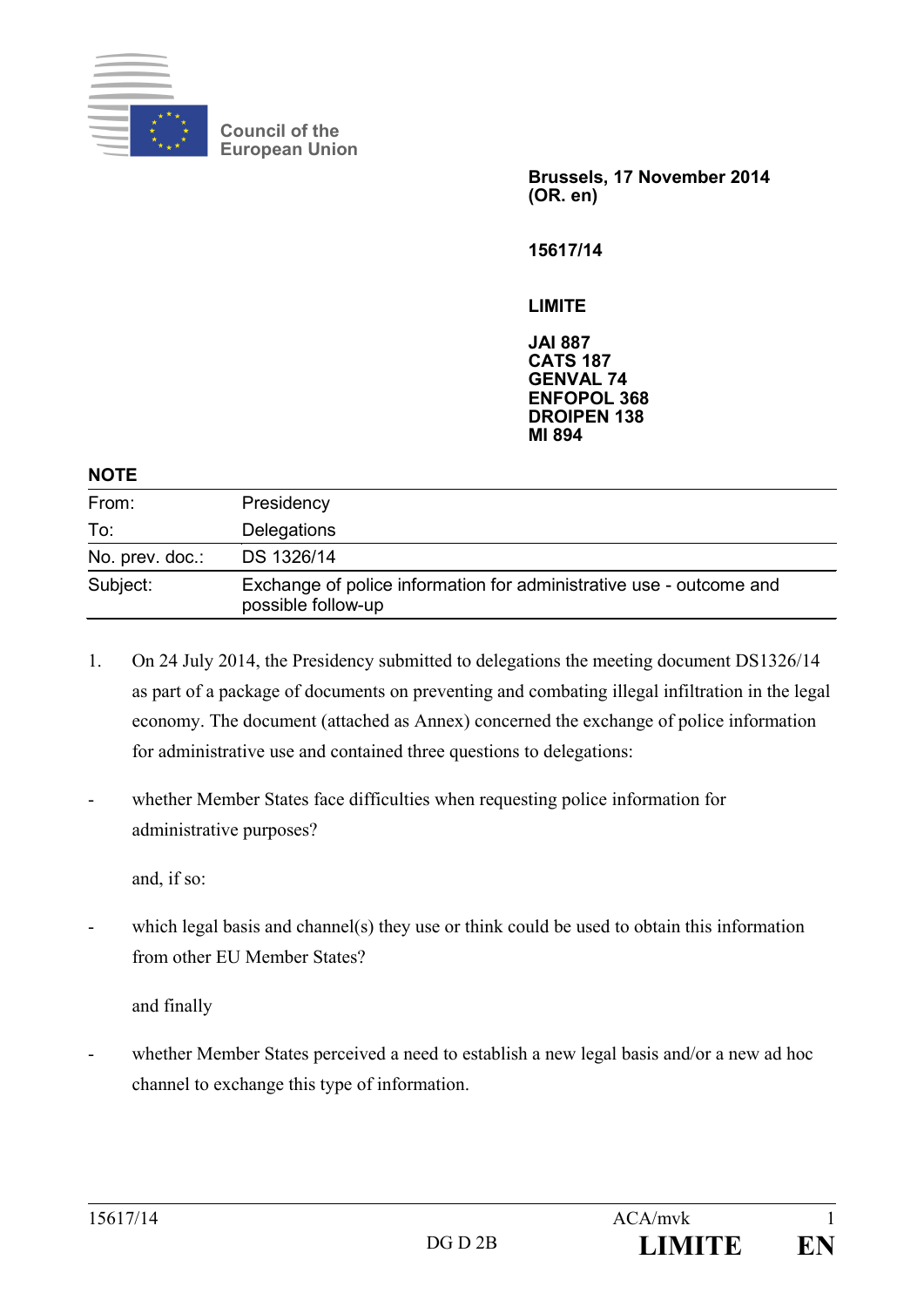Council of the European Union

**Brussels, 17 November 2014 (OR. en)**

**15617/14**

**LIMITE**

**JAI 887**
**CATS 187**
**GENVAL 74**
**ENFOPOL 368**
**DROIPEN 138**
**MI 894**

**NOTE**

| | |
|---|---|
| From: | Presidency |
| To: | Delegations |
| No. prev. doc.: | DS 1326/14 |
| Subject: | Exchange of police information for administrative use - outcome and possible follow-up |

1. On 24 July 2014, the Presidency submitted to delegations the meeting document DS1326/14 as part of a package of documents on preventing and combating illegal infiltration in the legal economy. The document (attached as Annex) concerned the exchange of police information for administrative use and contained three questions to delegations:

- whether Member States face difficulties when requesting police information for administrative purposes?

  and, if so:

- which legal basis and channel(s) they use or think could be used to obtain this information from other EU Member States?

  and finally

- whether Member States perceived a need to establish a new legal basis and/or a new ad hoc channel to exchange this type of information.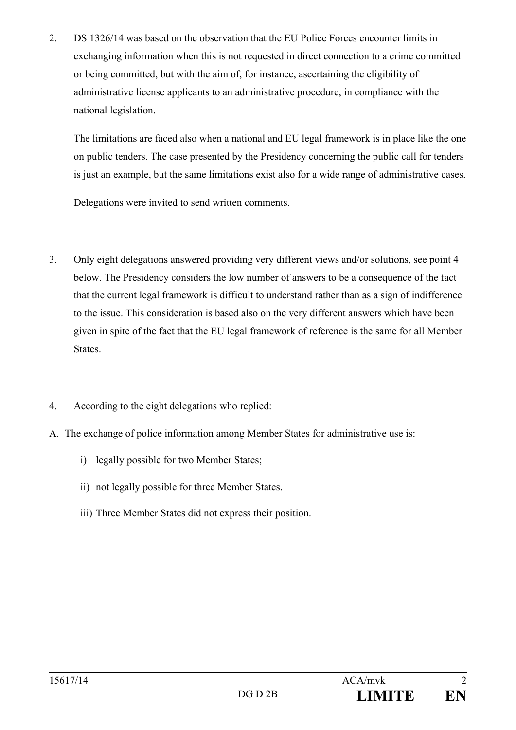2. DS 1326/14 was based on the observation that the EU Police Forces encounter limits in exchanging information when this is not requested in direct connection to a crime committed or being committed, but with the aim of, for instance, ascertaining the eligibility of administrative license applicants to an administrative procedure, in compliance with the national legislation.

   The limitations are faced also when a national and EU legal framework is in place like the one on public tenders. The case presented by the Presidency concerning the public call for tenders is just an example, but the same limitations exist also for a wide range of administrative cases.

   Delegations were invited to send written comments.

3. Only eight delegations answered providing very different views and/or solutions, see point 4 below. The Presidency considers the low number of answers to be a consequence of the fact that the current legal framework is difficult to understand rather than as a sign of indifference to the issue. This consideration is based also on the very different answers which have been given in spite of the fact that the EU legal framework of reference is the same for all Member States.

4. According to the eight delegations who replied:

A. The exchange of police information among Member States for administrative use is:

   i) legally possible for two Member States;

   ii) not legally possible for three Member States.

   iii) Three Member States did not express their position.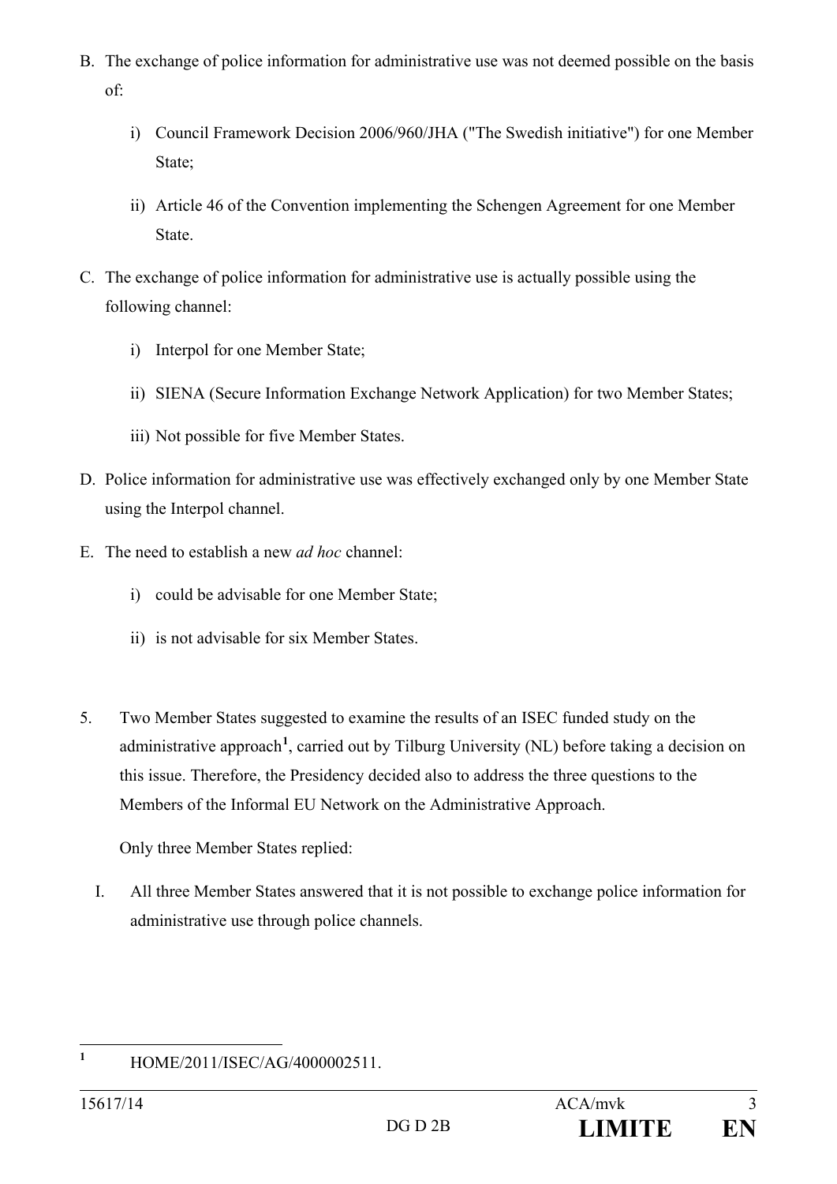B. The exchange of police information for administrative use was not deemed possible on the basis of:

   i) Council Framework Decision 2006/960/JHA ("The Swedish initiative") for one Member State;

   ii) Article 46 of the Convention implementing the Schengen Agreement for one Member State.

C. The exchange of police information for administrative use is actually possible using the following channel:

   i) Interpol for one Member State;

   ii) SIENA (Secure Information Exchange Network Application) for two Member States;

   iii) Not possible for five Member States.

D. Police information for administrative use was effectively exchanged only by one Member State using the Interpol channel.

E. The need to establish a new *ad hoc* channel:

   i) could be advisable for one Member State;

   ii) is not advisable for six Member States.

5. Two Member States suggested to examine the results of an ISEC funded study on the administrative approach[1], carried out by Tilburg University (NL) before taking a decision on this issue. Therefore, the Presidency decided also to address the three questions to the Members of the Informal EU Network on the Administrative Approach.

   Only three Member States replied:

   I. All three Member States answered that it is not possible to exchange police information for administrative use through police channels.

---

[1] HOME/2011/ISEC/AG/4000002511.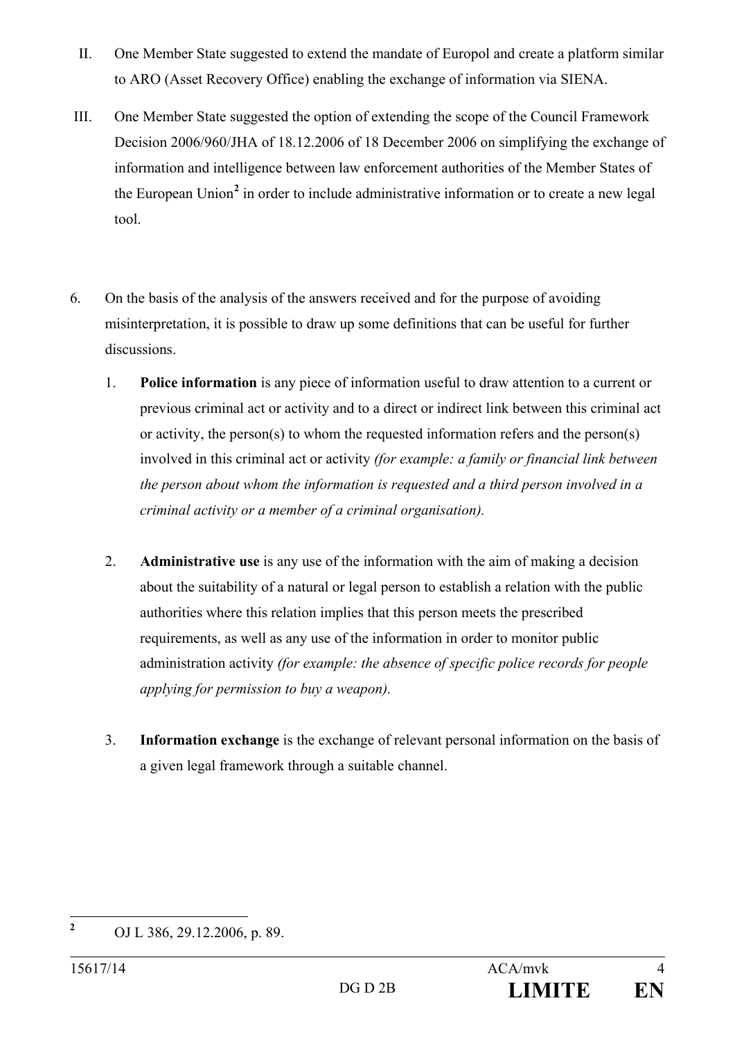II. One Member State suggested to extend the mandate of Europol and create a platform similar to ARO (Asset Recovery Office) enabling the exchange of information via SIENA.

III. One Member State suggested the option of extending the scope of the Council Framework Decision 2006/960/JHA of 18.12.2006 of 18 December 2006 on simplifying the exchange of information and intelligence between law enforcement authorities of the Member States of the European Union[2] in order to include administrative information or to create a new legal tool.

6. On the basis of the analysis of the answers received and for the purpose of avoiding misinterpretation, it is possible to draw up some definitions that can be useful for further discussions.

   1. **Police information** is any piece of information useful to draw attention to a current or previous criminal act or activity and to a direct or indirect link between this criminal act or activity, the person(s) to whom the requested information refers and the person(s) involved in this criminal act or activity *(for example: a family or financial link between the person about whom the information is requested and a third person involved in a criminal activity or a member of a criminal organisation).*

   2. **Administrative use** is any use of the information with the aim of making a decision about the suitability of a natural or legal person to establish a relation with the public authorities where this relation implies that this person meets the prescribed requirements, as well as any use of the information in order to monitor public administration activity *(for example: the absence of specific police records for people applying for permission to buy a weapon).*

   3. **Information exchange** is the exchange of relevant personal information on the basis of a given legal framework through a suitable channel.

---

[2] OJ L 386, 29.12.2006, p. 89.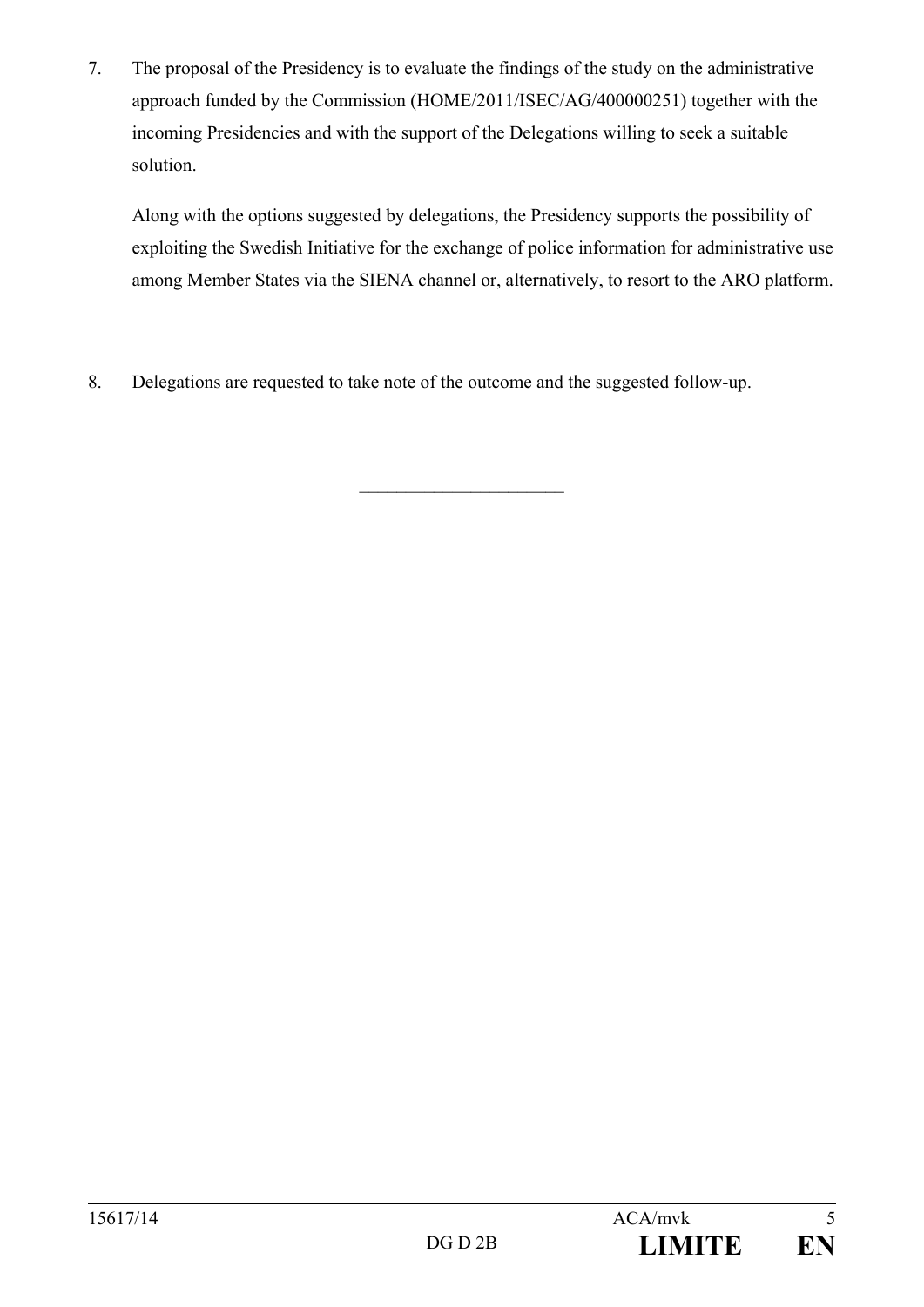7. The proposal of the Presidency is to evaluate the findings of the study on the administrative approach funded by the Commission (HOME/2011/ISEC/AG/400000251) together with the incoming Presidencies and with the support of the Delegations willing to seek a suitable solution.

   Along with the options suggested by delegations, the Presidency supports the possibility of exploiting the Swedish Initiative for the exchange of police information for administrative use among Member States via the SIENA channel or, alternatively, to resort to the ARO platform.

8. Delegations are requested to take note of the outcome and the suggested follow-up.

______________________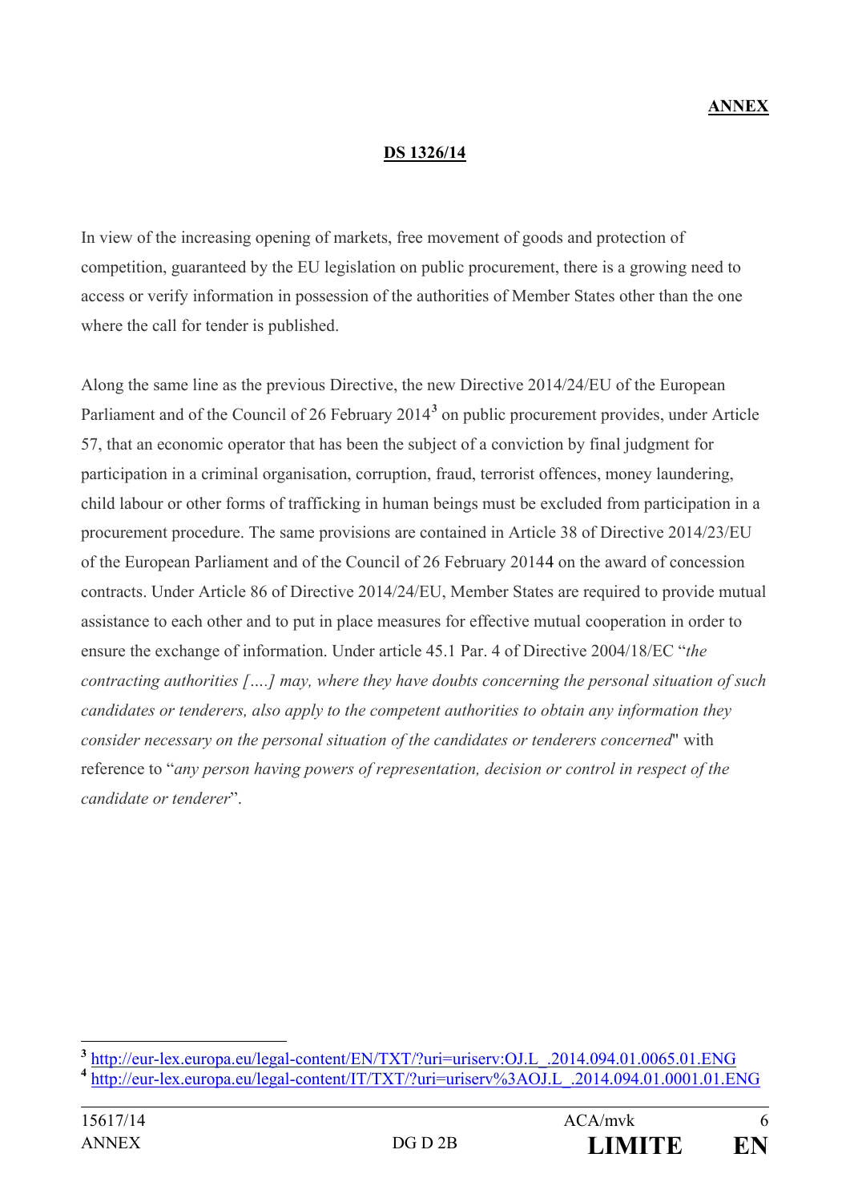**ANNEX**

**DS 1326/14**

In view of the increasing opening of markets, free movement of goods and protection of competition, guaranteed by the EU legislation on public procurement, there is a growing need to access or verify information in possession of the authorities of Member States other than the one where the call for tender is published.

Along the same line as the previous Directive, the new Directive 2014/24/EU of the European Parliament and of the Council of 26 February 2014[3] on public procurement provides, under Article 57, that an economic operator that has been the subject of a conviction by final judgment for participation in a criminal organisation, corruption, fraud, terrorist offences, money laundering, child labour or other forms of trafficking in human beings must be excluded from participation in a procurement procedure. The same provisions are contained in Article 38 of Directive 2014/23/EU of the European Parliament and of the Council of 26 February 20144 on the award of concession contracts. Under Article 86 of Directive 2014/24/EU, Member States are required to provide mutual assistance to each other and to put in place measures for effective mutual cooperation in order to ensure the exchange of information. Under article 45.1 Par. 4 of Directive 2004/18/EC "*the contracting authorities [….] may, where they have doubts concerning the personal situation of such candidates or tenderers, also apply to the competent authorities to obtain any information they consider necessary on the personal situation of the candidates or tenderers concerned*" with reference to "*any person having powers of representation, decision or control in respect of the candidate or tenderer*".

---

[3] http://eur-lex.europa.eu/legal-content/EN/TXT/?uri=uriserv:OJ.L_.2014.094.01.0065.01.ENG

[4] http://eur-lex.europa.eu/legal-content/IT/TXT/?uri=uriserv%3AOJ.L_.2014.094.01.0001.01.ENG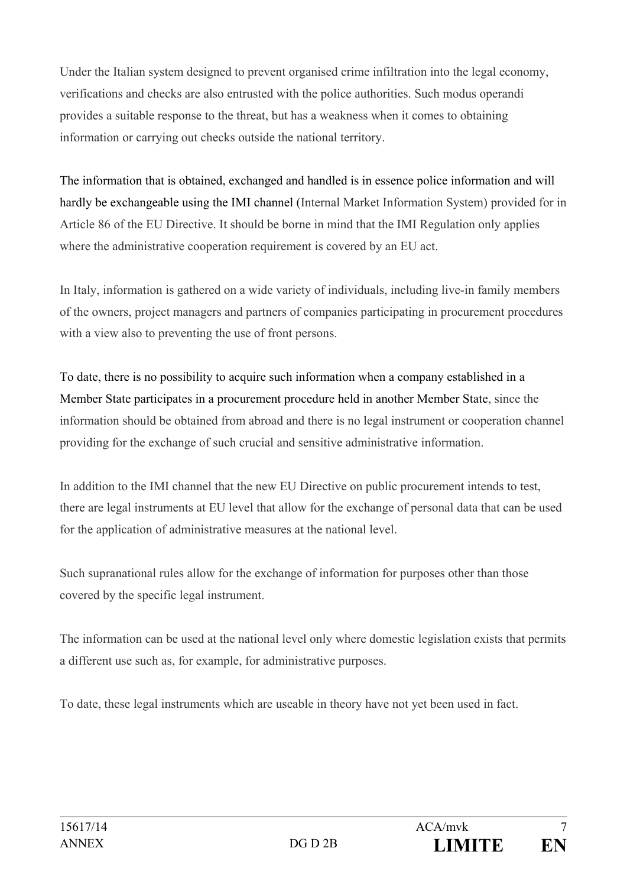Under the Italian system designed to prevent organised crime infiltration into the legal economy, verifications and checks are also entrusted with the police authorities. Such modus operandi provides a suitable response to the threat, but has a weakness when it comes to obtaining information or carrying out checks outside the national territory.

The information that is obtained, exchanged and handled is in essence police information and will hardly be exchangeable using the IMI channel (Internal Market Information System) provided for in Article 86 of the EU Directive. It should be borne in mind that the IMI Regulation only applies where the administrative cooperation requirement is covered by an EU act.

In Italy, information is gathered on a wide variety of individuals, including live-in family members of the owners, project managers and partners of companies participating in procurement procedures with a view also to preventing the use of front persons.

To date, there is no possibility to acquire such information when a company established in a Member State participates in a procurement procedure held in another Member State, since the information should be obtained from abroad and there is no legal instrument or cooperation channel providing for the exchange of such crucial and sensitive administrative information.

In addition to the IMI channel that the new EU Directive on public procurement intends to test, there are legal instruments at EU level that allow for the exchange of personal data that can be used for the application of administrative measures at the national level.

Such supranational rules allow for the exchange of information for purposes other than those covered by the specific legal instrument.

The information can be used at the national level only where domestic legislation exists that permits a different use such as, for example, for administrative purposes.

To date, these legal instruments which are useable in theory have not yet been used in fact.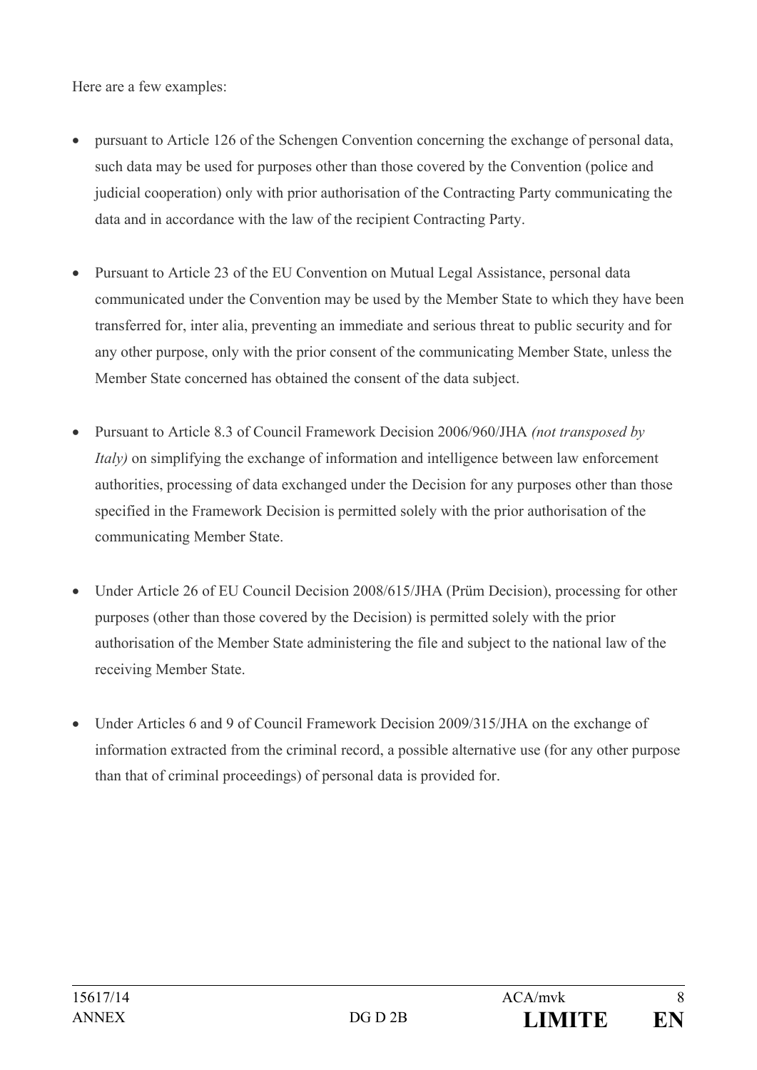Here are a few examples:

- pursuant to Article 126 of the Schengen Convention concerning the exchange of personal data, such data may be used for purposes other than those covered by the Convention (police and judicial cooperation) only with prior authorisation of the Contracting Party communicating the data and in accordance with the law of the recipient Contracting Party.

- Pursuant to Article 23 of the EU Convention on Mutual Legal Assistance, personal data communicated under the Convention may be used by the Member State to which they have been transferred for, inter alia, preventing an immediate and serious threat to public security and for any other purpose, only with the prior consent of the communicating Member State, unless the Member State concerned has obtained the consent of the data subject.

- Pursuant to Article 8.3 of Council Framework Decision 2006/960/JHA *(not transposed by Italy)* on simplifying the exchange of information and intelligence between law enforcement authorities, processing of data exchanged under the Decision for any purposes other than those specified in the Framework Decision is permitted solely with the prior authorisation of the communicating Member State.

- Under Article 26 of EU Council Decision 2008/615/JHA (Prüm Decision), processing for other purposes (other than those covered by the Decision) is permitted solely with the prior authorisation of the Member State administering the file and subject to the national law of the receiving Member State.

- Under Articles 6 and 9 of Council Framework Decision 2009/315/JHA on the exchange of information extracted from the criminal record, a possible alternative use (for any other purpose than that of criminal proceedings) of personal data is provided for.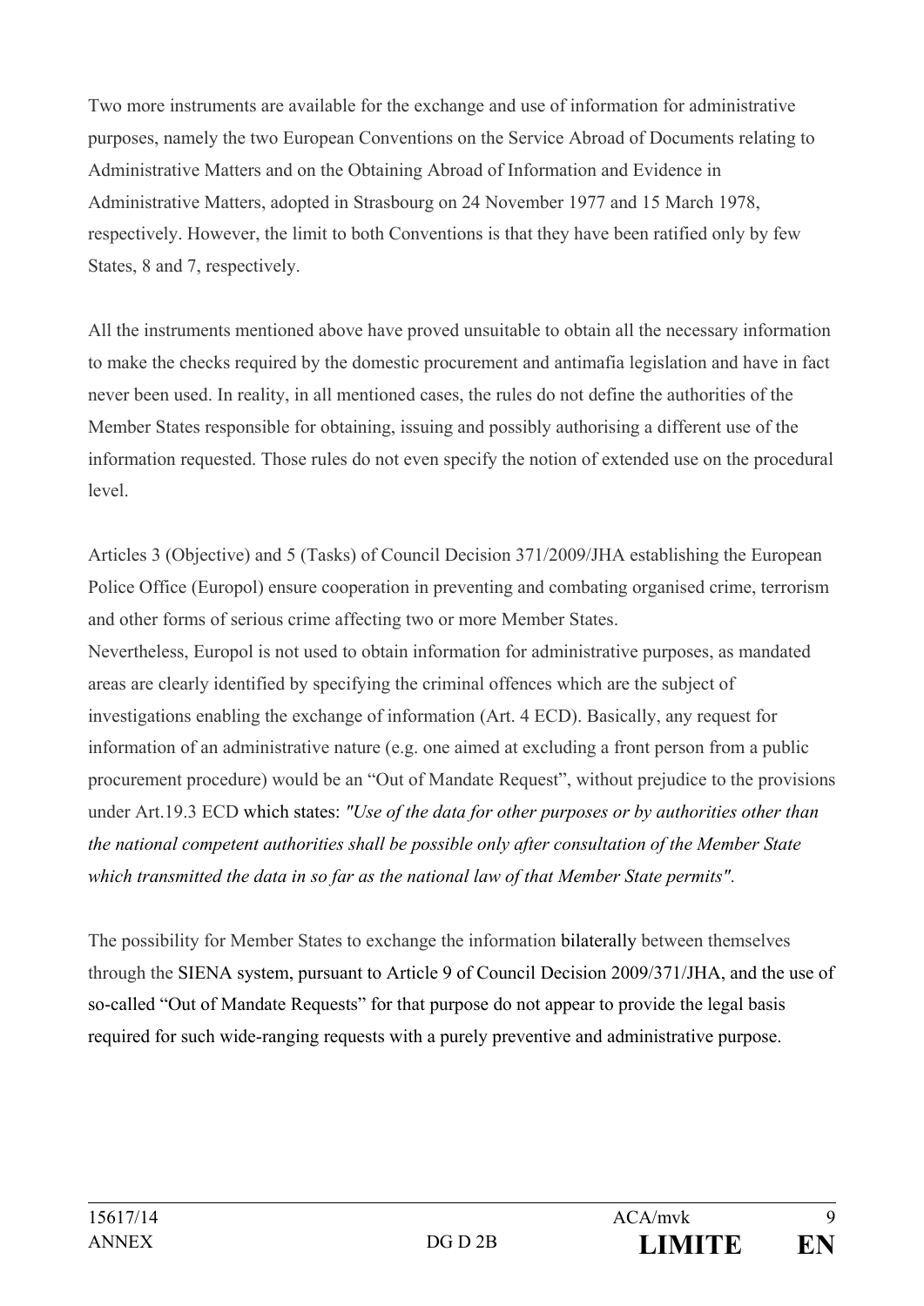Two more instruments are available for the exchange and use of information for administrative purposes, namely the two European Conventions on the Service Abroad of Documents relating to Administrative Matters and on the Obtaining Abroad of Information and Evidence in Administrative Matters, adopted in Strasbourg on 24 November 1977 and 15 March 1978, respectively. However, the limit to both Conventions is that they have been ratified only by few States, 8 and 7, respectively.

All the instruments mentioned above have proved unsuitable to obtain all the necessary information to make the checks required by the domestic procurement and antimafia legislation and have in fact never been used. In reality, in all mentioned cases, the rules do not define the authorities of the Member States responsible for obtaining, issuing and possibly authorising a different use of the information requested. Those rules do not even specify the notion of extended use on the procedural level.

Articles 3 (Objective) and 5 (Tasks) of Council Decision 371/2009/JHA establishing the European Police Office (Europol) ensure cooperation in preventing and combating organised crime, terrorism and other forms of serious crime affecting two or more Member States.
Nevertheless, Europol is not used to obtain information for administrative purposes, as mandated areas are clearly identified by specifying the criminal offences which are the subject of investigations enabling the exchange of information (Art. 4 ECD). Basically, any request for information of an administrative nature (e.g. one aimed at excluding a front person from a public procurement procedure) would be an "Out of Mandate Request", without prejudice to the provisions under Art.19.3 ECD which states: *"Use of the data for other purposes or by authorities other than the national competent authorities shall be possible only after consultation of the Member State which transmitted the data in so far as the national law of that Member State permits"*.

The possibility for Member States to exchange the information bilaterally between themselves through the SIENA system, pursuant to Article 9 of Council Decision 2009/371/JHA, and the use of so-called "Out of Mandate Requests" for that purpose do not appear to provide the legal basis required for such wide-ranging requests with a purely preventive and administrative purpose.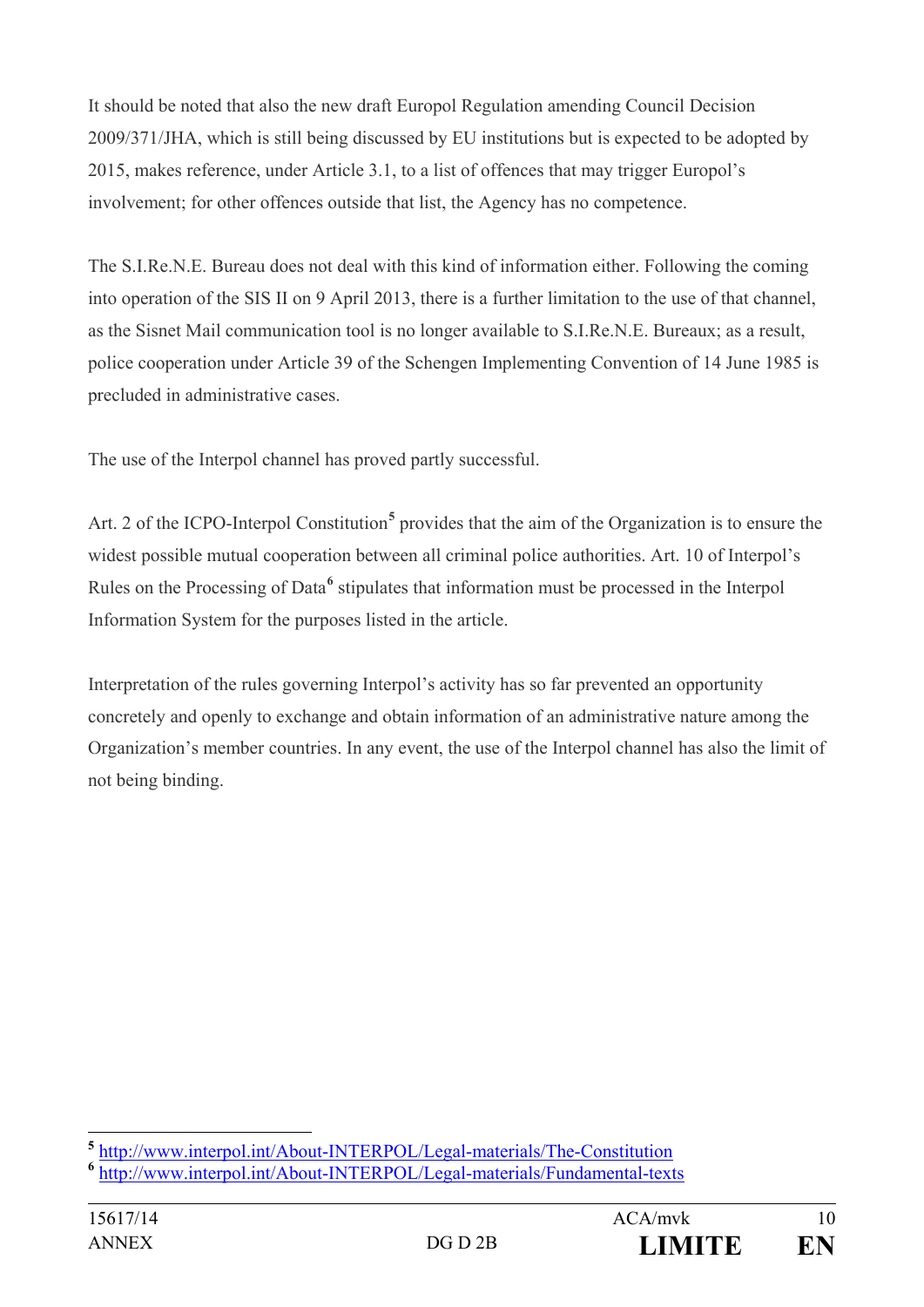It should be noted that also the new draft Europol Regulation amending Council Decision 2009/371/JHA, which is still being discussed by EU institutions but is expected to be adopted by 2015, makes reference, under Article 3.1, to a list of offences that may trigger Europol's involvement; for other offences outside that list, the Agency has no competence.

The S.I.Re.N.E. Bureau does not deal with this kind of information either. Following the coming into operation of the SIS II on 9 April 2013, there is a further limitation to the use of that channel, as the Sisnet Mail communication tool is no longer available to S.I.Re.N.E. Bureaux; as a result, police cooperation under Article 39 of the Schengen Implementing Convention of 14 June 1985 is precluded in administrative cases.

The use of the Interpol channel has proved partly successful.

Art. 2 of the ICPO-Interpol Constitution[5] provides that the aim of the Organization is to ensure the widest possible mutual cooperation between all criminal police authorities. Art. 10 of Interpol's Rules on the Processing of Data[6] stipulates that information must be processed in the Interpol Information System for the purposes listed in the article.

Interpretation of the rules governing Interpol's activity has so far prevented an opportunity concretely and openly to exchange and obtain information of an administrative nature among the Organization's member countries. In any event, the use of the Interpol channel has also the limit of not being binding.

---

[5] http://www.interpol.int/About-INTERPOL/Legal-materials/The-Constitution
[6] http://www.interpol.int/About-INTERPOL/Legal-materials/Fundamental-texts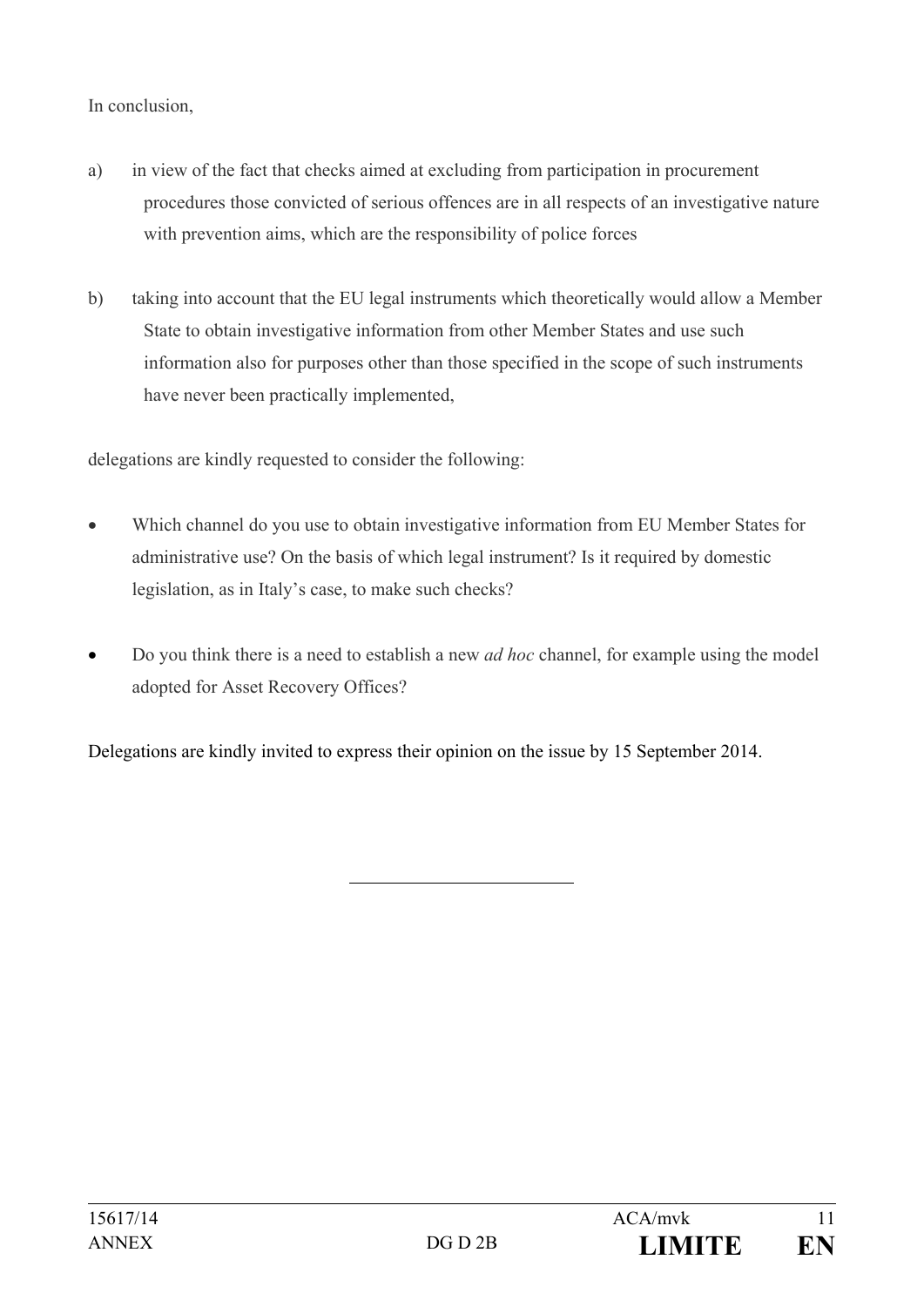In conclusion,

a) in view of the fact that checks aimed at excluding from participation in procurement procedures those convicted of serious offences are in all respects of an investigative nature with prevention aims, which are the responsibility of police forces

b) taking into account that the EU legal instruments which theoretically would allow a Member State to obtain investigative information from other Member States and use such information also for purposes other than those specified in the scope of such instruments have never been practically implemented,

delegations are kindly requested to consider the following:

- Which channel do you use to obtain investigative information from EU Member States for administrative use? On the basis of which legal instrument? Is it required by domestic legislation, as in Italy's case, to make such checks?

- Do you think there is a need to establish a new *ad hoc* channel, for example using the model adopted for Asset Recovery Offices?

Delegations are kindly invited to express their opinion on the issue by 15 September 2014.